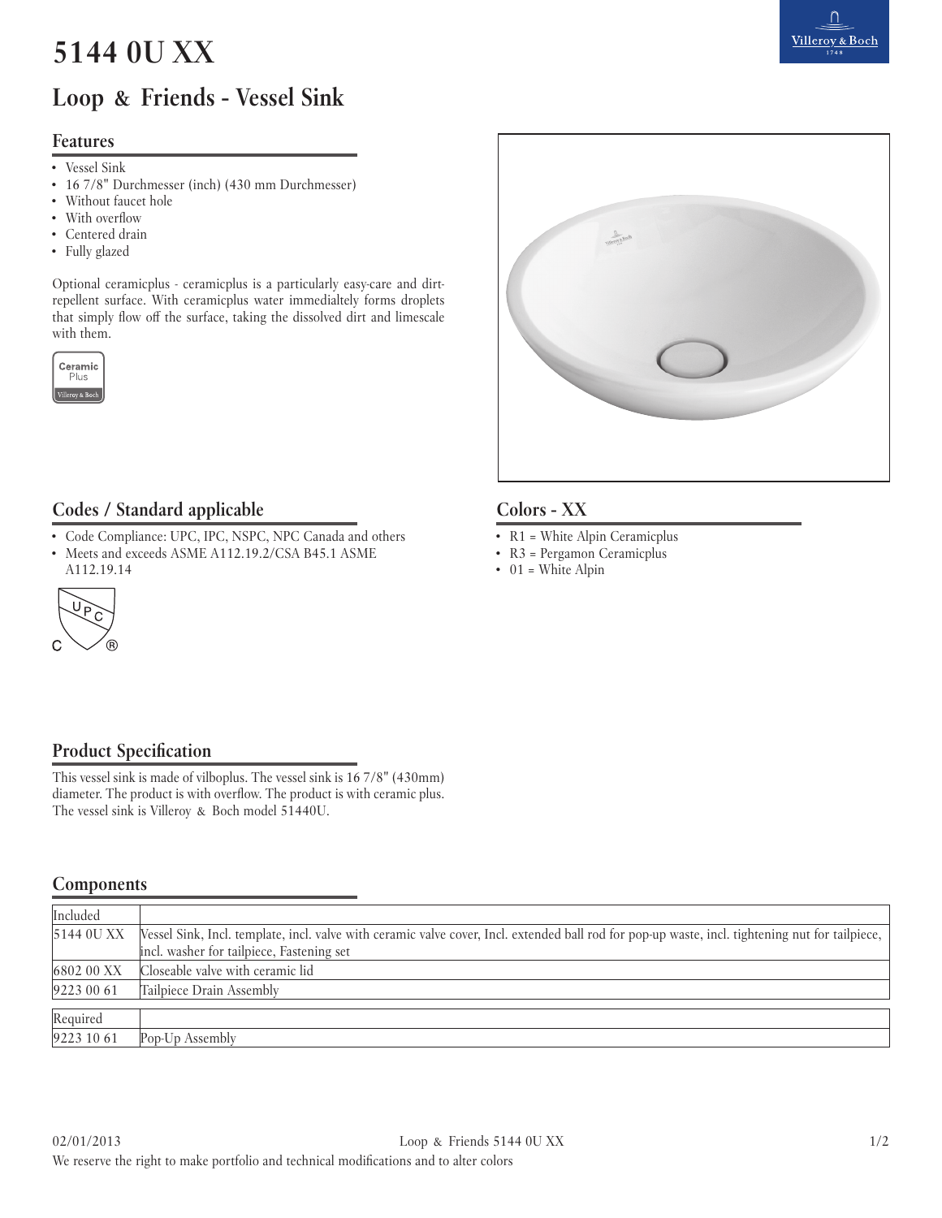# 5144 0U XX

## Loop & Friends - Vessel Sink

### Features

- Vessel Sink
- 16 7/8" Durchmesser (inch) (430 mm Durchmesser)
- Without faucet hole
- With overflow
- Centered drain
- Fully glazed

Optional ceramicplus - ceramicplus is a particularly easy-care and dirt-repellent surface. With ceramicplus water immedialtely forms droplets that simply flow off the surface, taking the dissolved dirt and limescale with them.

### Codes / Standard applicable

- Code Compliance: UPC, IPC, NSPC, NPC Canada and others
- Meets and exceeds ASME A112.19.2/CSA B45.1 ASME A112.19.14

### Colors - XX

- R1 = White Alpin Ceramicplus
- R3 = Pergamon Ceramicplus
- 01 = White Alpin

### Product Specification

This vessel sink is made of vilboplus. The vessel sink is 16 7/8" (430mm) diameter. The product is with overflow. The product is with ceramic plus. The vessel sink is Villeroy & Boch model 51440U.

### Components

| Included | |
|---|---|
| 5144 0U XX | Vessel Sink, Incl. template, incl. valve with ceramic valve cover, Incl. extended ball rod for pop-up waste, incl. tightening nut for tailpiece, incl. washer for tailpiece, Fastening set |
| 6802 00 XX | Closeable valve with ceramic lid |
| 9223 00 61 | Tailpiece Drain Assembly |

| Required | |
|---|---|
| 9223 10 61 | Pop-Up Assembly |

We reserve the right to make portfolio and technical modifications and to alter colors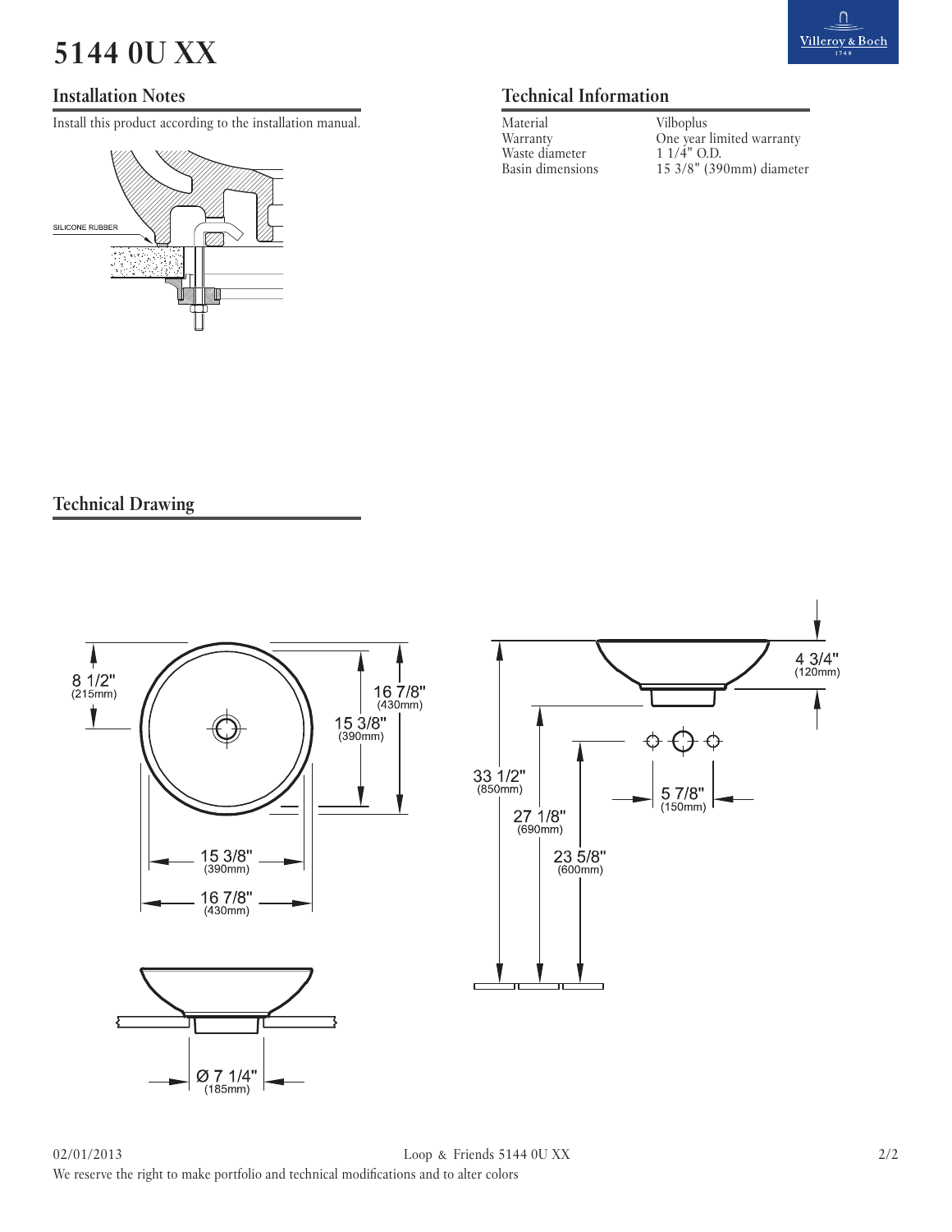# 5144 0U XX

## Installation Notes

Install this product according to the installation manual.

SILICONE RUBBER

## Technical Information

| | |
|---|---|
| Material | Vilboplus |
| Warranty | One year limited warranty |
| Waste diameter | 1 1/4" O.D. |
| Basin dimensions | 15 3/8" (390mm) diameter |

## Technical Drawing

8 1/2"
(215mm)

16 7/8"
(430mm)

15 3/8"
(390mm)

15 3/8"
(390mm)

16 7/8"
(430mm)

Ø 7 1/4"
(185mm)

4 3/4"
(120mm)

33 1/2"
(850mm)

27 1/8"
(690mm)

23 5/8"
(600mm)

5 7/8"
(150mm)

02/01/2013

Loop & Friends 5144 0U XX

We reserve the right to make portfolio and technical modifications and to alter colors